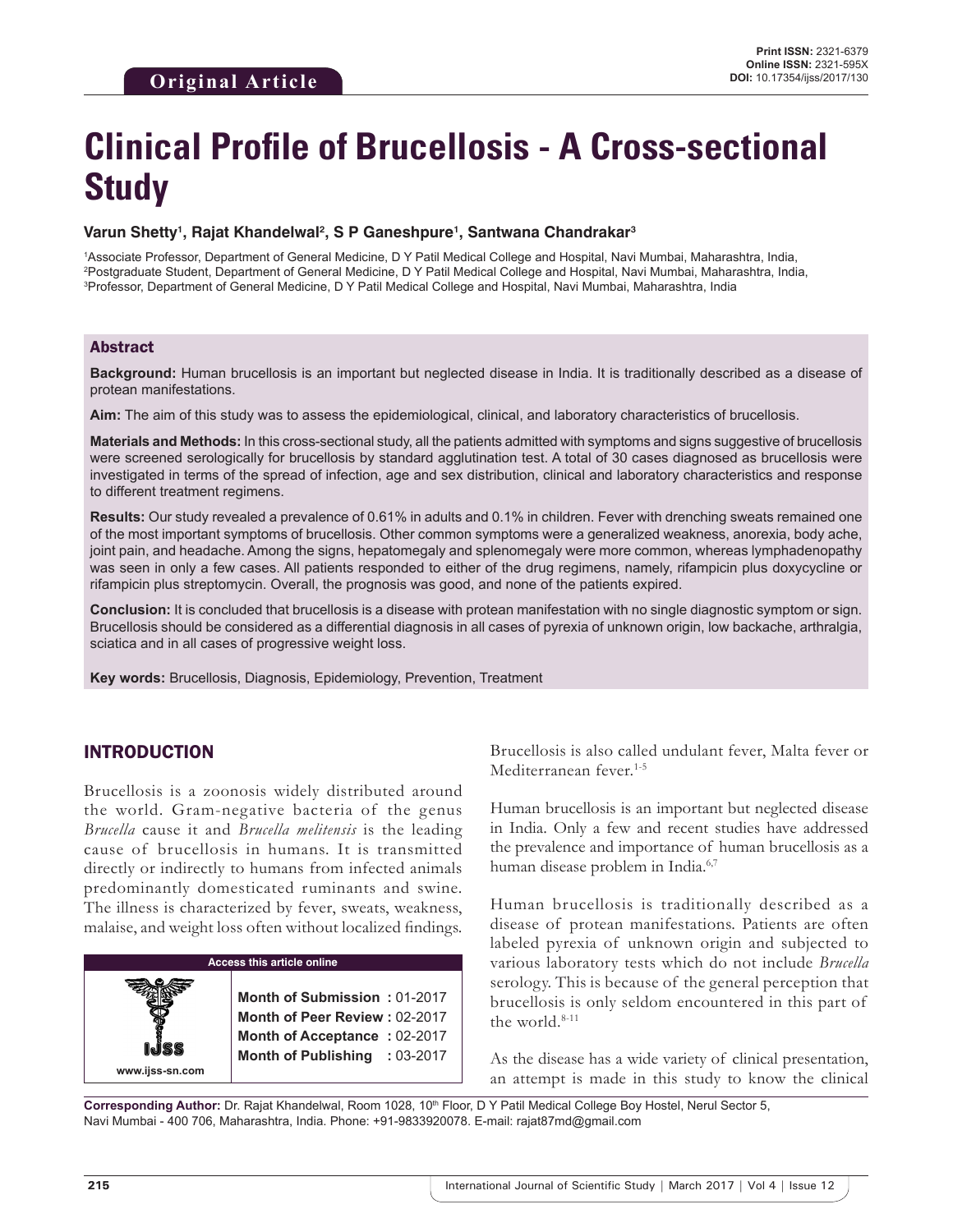**Original Article**

Print ISSN: 2321-6379
Online ISSN: 2321-595X
DOI: 10.17354/ijss/2017/130

# Clinical Profile of Brucellosis - A Cross-sectional Study

**Varun Shetty[1], Rajat Khandelwal[2], S P Ganeshpure[1], Santwana Chandrakar[3]**

[1]Associate Professor, Department of General Medicine, D Y Patil Medical College and Hospital, Navi Mumbai, Maharashtra, India,
[2]Postgraduate Student, Department of General Medicine, D Y Patil Medical College and Hospital, Navi Mumbai, Maharashtra, India,
[3]Professor, Department of General Medicine, D Y Patil Medical College and Hospital, Navi Mumbai, Maharashtra, India

## Abstract

**Background:** Human brucellosis is an important but neglected disease in India. It is traditionally described as a disease of protean manifestations.

**Aim:** The aim of this study was to assess the epidemiological, clinical, and laboratory characteristics of brucellosis.

**Materials and Methods:** In this cross-sectional study, all the patients admitted with symptoms and signs suggestive of brucellosis were screened serologically for brucellosis by standard agglutination test. A total of 30 cases diagnosed as brucellosis were investigated in terms of the spread of infection, age and sex distribution, clinical and laboratory characteristics and response to different treatment regimens.

**Results:** Our study revealed a prevalence of 0.61% in adults and 0.1% in children. Fever with drenching sweats remained one of the most important symptoms of brucellosis. Other common symptoms were a generalized weakness, anorexia, body ache, joint pain, and headache. Among the signs, hepatomegaly and splenomegaly were more common, whereas lymphadenopathy was seen in only a few cases. All patients responded to either of the drug regimens, namely, rifampicin plus doxycycline or rifampicin plus streptomycin. Overall, the prognosis was good, and none of the patients expired.

**Conclusion:** It is concluded that brucellosis is a disease with protean manifestation with no single diagnostic symptom or sign. Brucellosis should be considered as a differential diagnosis in all cases of pyrexia of unknown origin, low backache, arthralgia, sciatica and in all cases of progressive weight loss.

**Key words:** Brucellosis, Diagnosis, Epidemiology, Prevention, Treatment

## INTRODUCTION

Brucellosis is a zoonosis widely distributed around the world. Gram-negative bacteria of the genus *Brucella* cause it and *Brucella melitensis* is the leading cause of brucellosis in humans. It is transmitted directly or indirectly to humans from infected animals predominantly domesticated ruminants and swine. The illness is characterized by fever, sweats, weakness, malaise, and weight loss often without localized findings. Brucellosis is also called undulant fever, Malta fever or Mediterranean fever.[1-5]

| Access this article online | |
|---|---|
| IJSS www.ijss-sn.com | **Month of Submission :** 01-2017<br>**Month of Peer Review :** 02-2017<br>**Month of Acceptance :** 02-2017<br>**Month of Publishing :** 03-2017 |

Human brucellosis is an important but neglected disease in India. Only a few and recent studies have addressed the prevalence and importance of human brucellosis as a human disease problem in India.[6,7]

Human brucellosis is traditionally described as a disease of protean manifestations. Patients are often labeled pyrexia of unknown origin and subjected to various laboratory tests which do not include *Brucella* serology. This is because of the general perception that brucellosis is only seldom encountered in this part of the world.[8-11]

As the disease has a wide variety of clinical presentation, an attempt is made in this study to know the clinical

**Corresponding Author:** Dr. Rajat Khandelwal, Room 1028, 10th Floor, D Y Patil Medical College Boy Hostel, Nerul Sector 5, Navi Mumbai - 400 706, Maharashtra, India. Phone: +91-9833920078. E-mail: rajat87md@gmail.com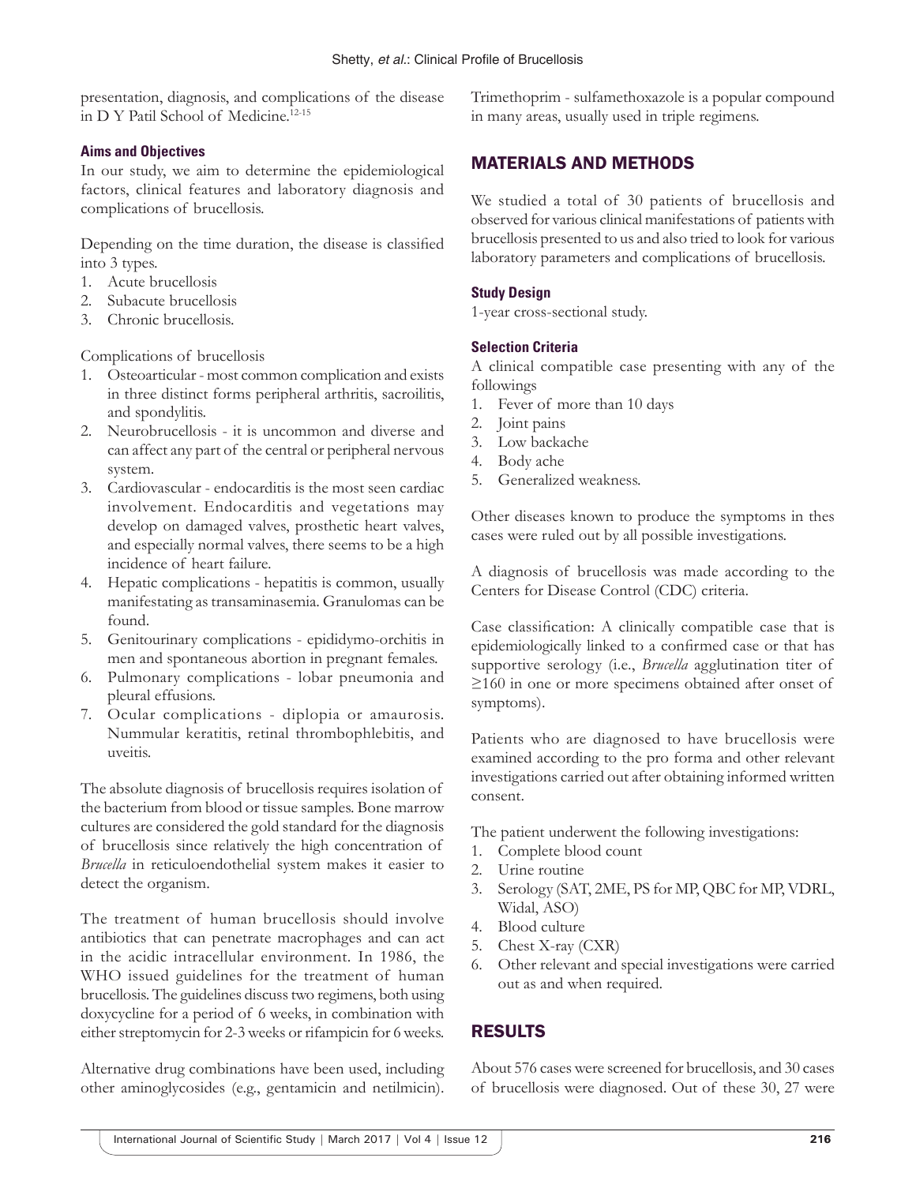presentation, diagnosis, and complications of the disease in D Y Patil School of Medicine.[12-15]

### Aims and Objectives

In our study, we aim to determine the epidemiological factors, clinical features and laboratory diagnosis and complications of brucellosis.

Depending on the time duration, the disease is classified into 3 types.

1. Acute brucellosis
2. Subacute brucellosis
3. Chronic brucellosis.

Complications of brucellosis

1. Osteoarticular - most common complication and exists in three distinct forms peripheral arthritis, sacroilitis, and spondylitis.
2. Neurobrucellosis - it is uncommon and diverse and can affect any part of the central or peripheral nervous system.
3. Cardiovascular - endocarditis is the most seen cardiac involvement. Endocarditis and vegetations may develop on damaged valves, prosthetic heart valves, and especially normal valves, there seems to be a high incidence of heart failure.
4. Hepatic complications - hepatitis is common, usually manifestating as transaminasemia. Granulomas can be found.
5. Genitourinary complications - epididymo-orchitis in men and spontaneous abortion in pregnant females.
6. Pulmonary complications - lobar pneumonia and pleural effusions.
7. Ocular complications - diplopia or amaurosis. Nummular keratitis, retinal thrombophlebitis, and uveitis.

The absolute diagnosis of brucellosis requires isolation of the bacterium from blood or tissue samples. Bone marrow cultures are considered the gold standard for the diagnosis of brucellosis since relatively the high concentration of *Brucella* in reticuloendothelial system makes it easier to detect the organism.

The treatment of human brucellosis should involve antibiotics that can penetrate macrophages and can act in the acidic intracellular environment. In 1986, the WHO issued guidelines for the treatment of human brucellosis. The guidelines discuss two regimens, both using doxycycline for a period of 6 weeks, in combination with either streptomycin for 2-3 weeks or rifampicin for 6 weeks.

Alternative drug combinations have been used, including other aminoglycosides (e.g., gentamicin and netilmicin). Trimethoprim - sulfamethoxazole is a popular compound in many areas, usually used in triple regimens.

## MATERIALS AND METHODS

We studied a total of 30 patients of brucellosis and observed for various clinical manifestations of patients with brucellosis presented to us and also tried to look for various laboratory parameters and complications of brucellosis.

### Study Design

1-year cross-sectional study.

### Selection Criteria

A clinical compatible case presenting with any of the followings

1. Fever of more than 10 days
2. Joint pains
3. Low backache
4. Body ache
5. Generalized weakness.

Other diseases known to produce the symptoms in thes cases were ruled out by all possible investigations.

A diagnosis of brucellosis was made according to the Centers for Disease Control (CDC) criteria.

Case classification: A clinically compatible case that is epidemiologically linked to a confirmed case or that has supportive serology (i.e., *Brucella* agglutination titer of ≥160 in one or more specimens obtained after onset of symptoms).

Patients who are diagnosed to have brucellosis were examined according to the pro forma and other relevant investigations carried out after obtaining informed written consent.

The patient underwent the following investigations:

1. Complete blood count
2. Urine routine
3. Serology (SAT, 2ME, PS for MP, QBC for MP, VDRL, Widal, ASO)
4. Blood culture
5. Chest X-ray (CXR)
6. Other relevant and special investigations were carried out as and when required.

## RESULTS

About 576 cases were screened for brucellosis, and 30 cases of brucellosis were diagnosed. Out of these 30, 27 were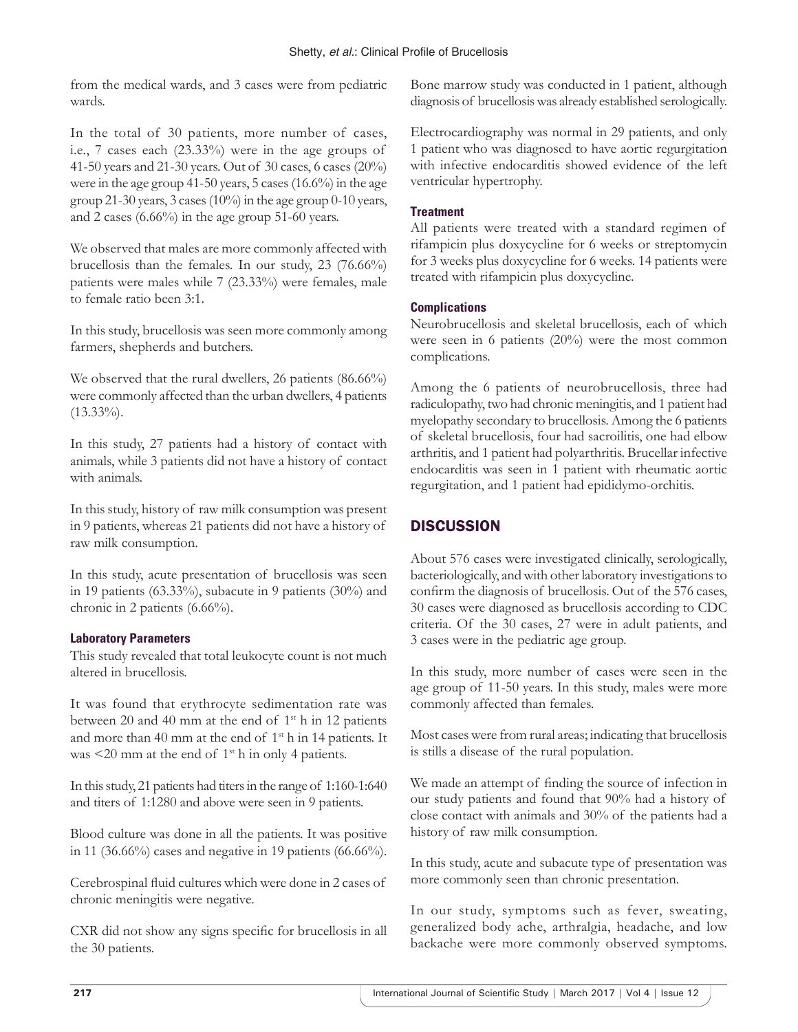from the medical wards, and 3 cases were from pediatric wards.

In the total of 30 patients, more number of cases, i.e., 7 cases each (23.33%) were in the age groups of 41-50 years and 21-30 years. Out of 30 cases, 6 cases (20%) were in the age group 41-50 years, 5 cases (16.6%) in the age group 21-30 years, 3 cases (10%) in the age group 0-10 years, and 2 cases (6.66%) in the age group 51-60 years.

We observed that males are more commonly affected with brucellosis than the females. In our study, 23 (76.66%) patients were males while 7 (23.33%) were females, male to female ratio been 3:1.

In this study, brucellosis was seen more commonly among farmers, shepherds and butchers.

We observed that the rural dwellers, 26 patients (86.66%) were commonly affected than the urban dwellers, 4 patients (13.33%).

In this study, 27 patients had a history of contact with animals, while 3 patients did not have a history of contact with animals.

In this study, history of raw milk consumption was present in 9 patients, whereas 21 patients did not have a history of raw milk consumption.

In this study, acute presentation of brucellosis was seen in 19 patients (63.33%), subacute in 9 patients (30%) and chronic in 2 patients (6.66%).

### Laboratory Parameters

This study revealed that total leukocyte count is not much altered in brucellosis.

It was found that erythrocyte sedimentation rate was between 20 and 40 mm at the end of 1st h in 12 patients and more than 40 mm at the end of 1st h in 14 patients. It was <20 mm at the end of 1st h in only 4 patients.

In this study, 21 patients had titers in the range of 1:160-1:640 and titers of 1:1280 and above were seen in 9 patients.

Blood culture was done in all the patients. It was positive in 11 (36.66%) cases and negative in 19 patients (66.66%).

Cerebrospinal fluid cultures which were done in 2 cases of chronic meningitis were negative.

CXR did not show any signs specific for brucellosis in all the 30 patients.

Bone marrow study was conducted in 1 patient, although diagnosis of brucellosis was already established serologically.

Electrocardiography was normal in 29 patients, and only 1 patient who was diagnosed to have aortic regurgitation with infective endocarditis showed evidence of the left ventricular hypertrophy.

### Treatment

All patients were treated with a standard regimen of rifampicin plus doxycycline for 6 weeks or streptomycin for 3 weeks plus doxycycline for 6 weeks. 14 patients were treated with rifampicin plus doxycycline.

### Complications

Neurobrucellosis and skeletal brucellosis, each of which were seen in 6 patients (20%) were the most common complications.

Among the 6 patients of neurobrucellosis, three had radiculopathy, two had chronic meningitis, and 1 patient had myelopathy secondary to brucellosis. Among the 6 patients of skeletal brucellosis, four had sacroilitis, one had elbow arthritis, and 1 patient had polyarthritis. Brucellar infective endocarditis was seen in 1 patient with rheumatic aortic regurgitation, and 1 patient had epididymo-orchitis.

## DISCUSSION

About 576 cases were investigated clinically, serologically, bacteriologically, and with other laboratory investigations to confirm the diagnosis of brucellosis. Out of the 576 cases, 30 cases were diagnosed as brucellosis according to CDC criteria. Of the 30 cases, 27 were in adult patients, and 3 cases were in the pediatric age group.

In this study, more number of cases were seen in the age group of 11-50 years. In this study, males were more commonly affected than females.

Most cases were from rural areas; indicating that brucellosis is stills a disease of the rural population.

We made an attempt of finding the source of infection in our study patients and found that 90% had a history of close contact with animals and 30% of the patients had a history of raw milk consumption.

In this study, acute and subacute type of presentation was more commonly seen than chronic presentation.

In our study, symptoms such as fever, sweating, generalized body ache, arthralgia, headache, and low backache were more commonly observed symptoms.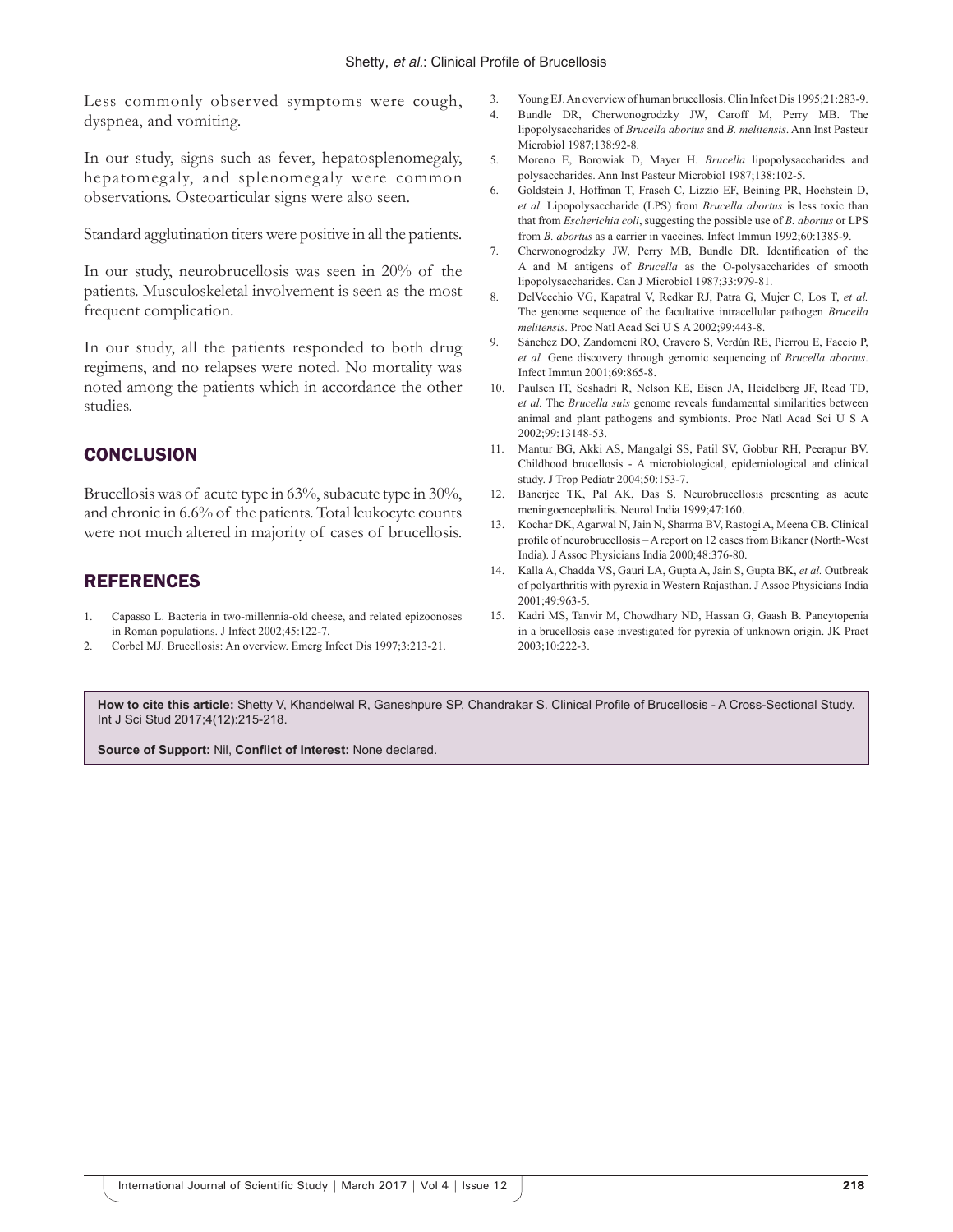Less commonly observed symptoms were cough, dyspnea, and vomiting.

In our study, signs such as fever, hepatosplenomegaly, hepatomegaly, and splenomegaly were common observations. Osteoarticular signs were also seen.

Standard agglutination titers were positive in all the patients.

In our study, neurobrucellosis was seen in 20% of the patients. Musculoskeletal involvement is seen as the most frequent complication.

In our study, all the patients responded to both drug regimens, and no relapses were noted. No mortality was noted among the patients which in accordance the other studies.

## CONCLUSION

Brucellosis was of acute type in 63%, subacute type in 30%, and chronic in 6.6% of the patients. Total leukocyte counts were not much altered in majority of cases of brucellosis.

## REFERENCES

1. Capasso L. Bacteria in two-millennia-old cheese, and related epizoonoses in Roman populations. J Infect 2002;45:122-7.
2. Corbel MJ. Brucellosis: An overview. Emerg Infect Dis 1997;3:213-21.
3. Young EJ. An overview of human brucellosis. Clin Infect Dis 1995;21:283-9.
4. Bundle DR, Cherwonogrodzky JW, Caroff M, Perry MB. The lipopolysaccharides of *Brucella abortus* and *B. melitensis*. Ann Inst Pasteur Microbiol 1987;138:92-8.
5. Moreno E, Borowiak D, Mayer H. *Brucella* lipopolysaccharides and polysaccharides. Ann Inst Pasteur Microbiol 1987;138:102-5.
6. Goldstein J, Hoffman T, Frasch C, Lizzio EF, Beining PR, Hochstein D, *et al.* Lipopolysaccharide (LPS) from *Brucella abortus* is less toxic than that from *Escherichia coli*, suggesting the possible use of *B. abortus* or LPS from *B. abortus* as a carrier in vaccines. Infect Immun 1992;60:1385-9.
7. Cherwonogrodzky JW, Perry MB, Bundle DR. Identification of the A and M antigens of *Brucella* as the O-polysaccharides of smooth lipopolysaccharides. Can J Microbiol 1987;33:979-81.
8. DelVecchio VG, Kapatral V, Redkar RJ, Patra G, Mujer C, Los T, *et al.* The genome sequence of the facultative intracellular pathogen *Brucella melitensis*. Proc Natl Acad Sci U S A 2002;99:443-8.
9. Sánchez DO, Zandomeni RO, Cravero S, Verdún RE, Pierrou E, Faccio P, *et al.* Gene discovery through genomic sequencing of *Brucella abortus*. Infect Immun 2001;69:865-8.
10. Paulsen IT, Seshadri R, Nelson KE, Eisen JA, Heidelberg JF, Read TD, *et al.* The *Brucella suis* genome reveals fundamental similarities between animal and plant pathogens and symbionts. Proc Natl Acad Sci U S A 2002;99:13148-53.
11. Mantur BG, Akki AS, Mangalgi SS, Patil SV, Gobbur RH, Peerapur BV. Childhood brucellosis - A microbiological, epidemiological and clinical study. J Trop Pediatr 2004;50:153-7.
12. Banerjee TK, Pal AK, Das S. Neurobrucellosis presenting as acute meningoencephalitis. Neurol India 1999;47:160.
13. Kochar DK, Agarwal N, Jain N, Sharma BV, Rastogi A, Meena CB. Clinical profile of neurobrucellosis – A report on 12 cases from Bikaner (North-West India). J Assoc Physicians India 2000;48:376-80.
14. Kalla A, Chadda VS, Gauri LA, Gupta A, Jain S, Gupta BK, *et al.* Outbreak of polyarthritis with pyrexia in Western Rajasthan. J Assoc Physicians India 2001;49:963-5.
15. Kadri MS, Tanvir M, Chowdhary ND, Hassan G, Gaash B. Pancytopenia in a brucellosis case investigated for pyrexia of unknown origin. JK Pract 2003;10:222-3.

**How to cite this article:** Shetty V, Khandelwal R, Ganeshpure SP, Chandrakar S. Clinical Profile of Brucellosis - A Cross-Sectional Study. Int J Sci Stud 2017;4(12):215-218.

**Source of Support:** Nil, **Conflict of Interest:** None declared.